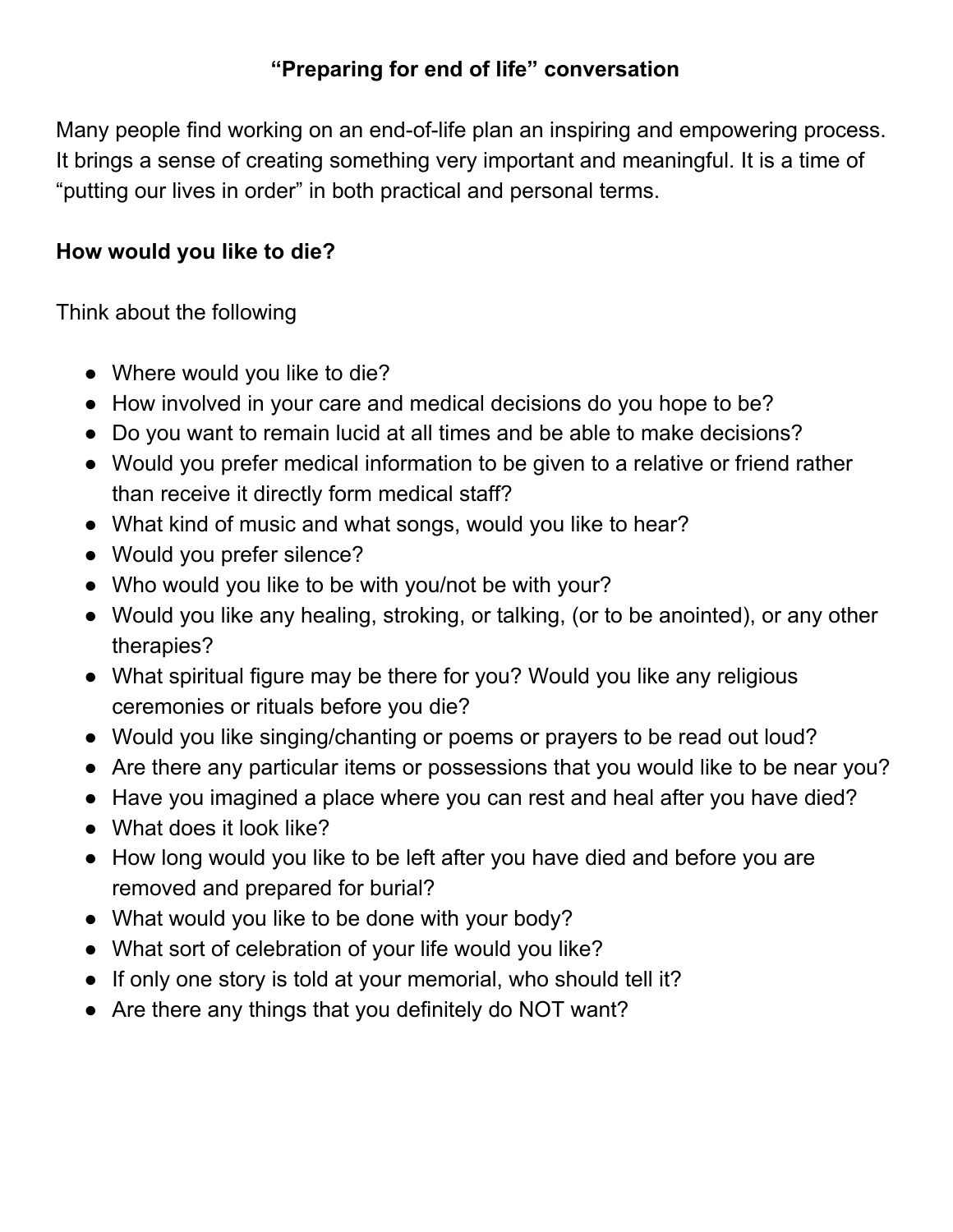# "Preparing for end of life" conversation

Many people find working on an end-of-life plan an inspiring and empowering process. It brings a sense of creating something very important and meaningful. It is a time of "putting our lives in order" in both practical and personal terms.

**How would you like to die?**

Think about the following

- Where would you like to die?
- How involved in your care and medical decisions do you hope to be?
- Do you want to remain lucid at all times and be able to make decisions?
- Would you prefer medical information to be given to a relative or friend rather than receive it directly form medical staff?
- What kind of music and what songs, would you like to hear?
- Would you prefer silence?
- Who would you like to be with you/not be with your?
- Would you like any healing, stroking, or talking, (or to be anointed), or any other therapies?
- What spiritual figure may be there for you? Would you like any religious ceremonies or rituals before you die?
- Would you like singing/chanting or poems or prayers to be read out loud?
- Are there any particular items or possessions that you would like to be near you?
- Have you imagined a place where you can rest and heal after you have died?
- What does it look like?
- How long would you like to be left after you have died and before you are removed and prepared for burial?
- What would you like to be done with your body?
- What sort of celebration of your life would you like?
- If only one story is told at your memorial, who should tell it?
- Are there any things that you definitely do NOT want?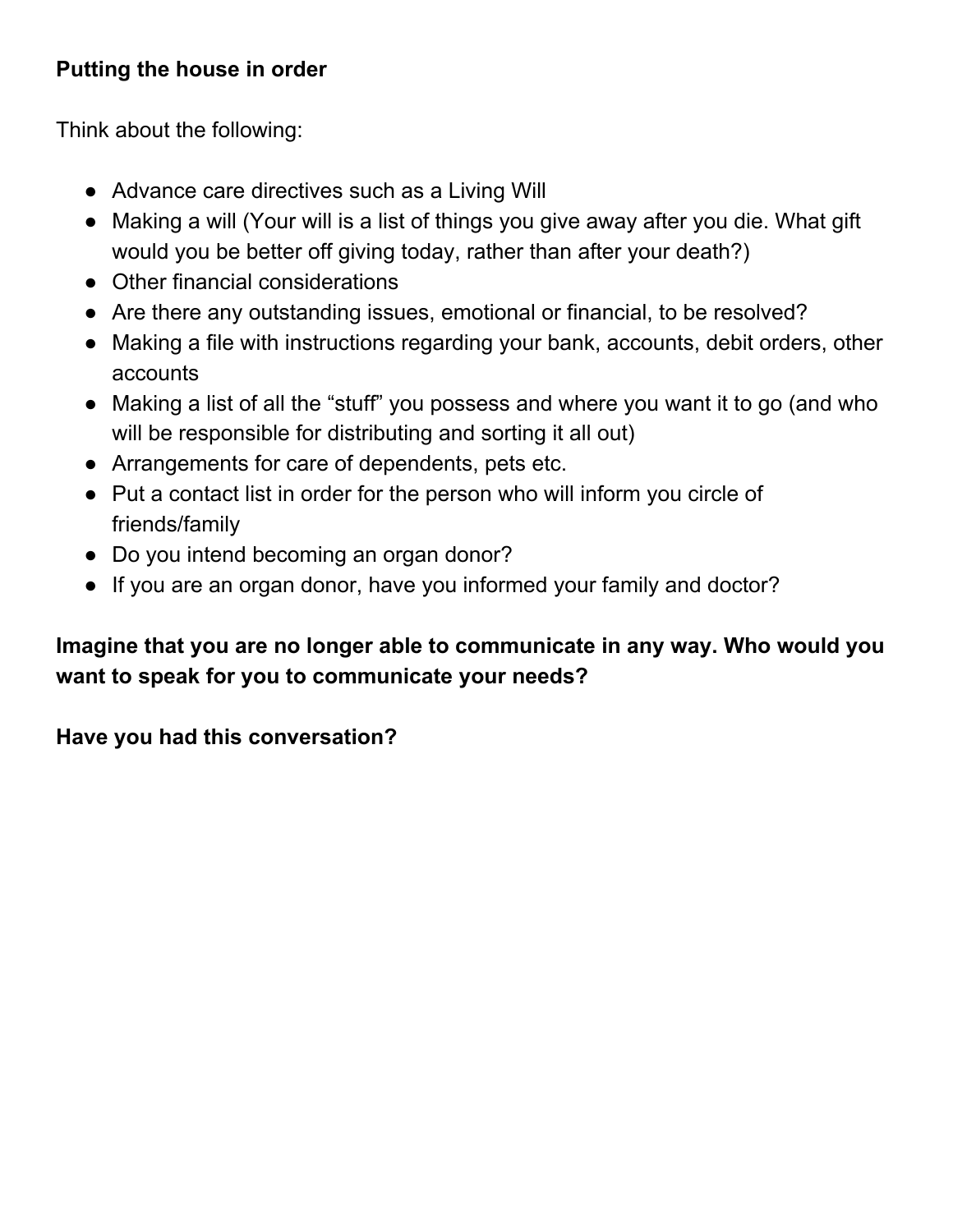**Putting the house in order**

Think about the following:

- Advance care directives such as a Living Will
- Making a will (Your will is a list of things you give away after you die. What gift would you be better off giving today, rather than after your death?)
- Other financial considerations
- Are there any outstanding issues, emotional or financial, to be resolved?
- Making a file with instructions regarding your bank, accounts, debit orders, other accounts
- Making a list of all the "stuff" you possess and where you want it to go (and who will be responsible for distributing and sorting it all out)
- Arrangements for care of dependents, pets etc.
- Put a contact list in order for the person who will inform you circle of friends/family
- Do you intend becoming an organ donor?
- If you are an organ donor, have you informed your family and doctor?

**Imagine that you are no longer able to communicate in any way. Who would you want to speak for you to communicate your needs?**

**Have you had this conversation?**